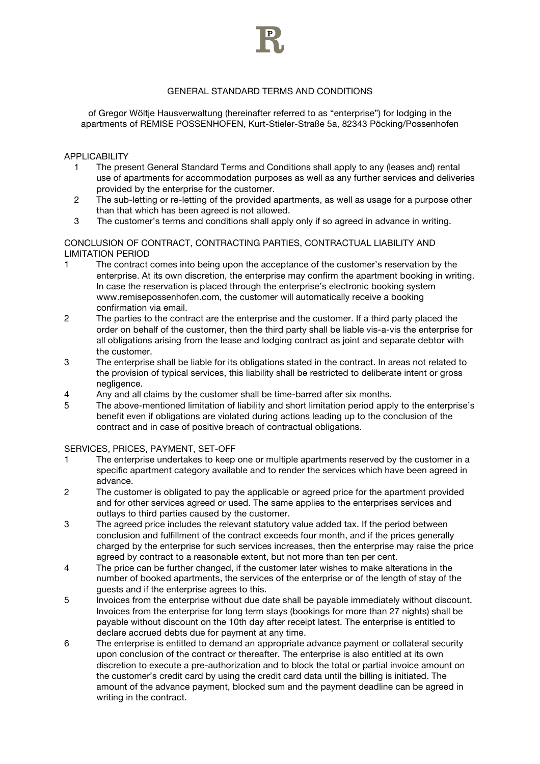# GENERAL STANDARD TERMS AND CONDITIONS

of Gregor Wöltje Hausverwaltung (hereinafter referred to as "enterprise") for lodging in the apartments of REMISE POSSENHOFEN, Kurt-Stieler-Straße 5a, 82343 Pöcking/Possenhofen

## APPLICABILITY

1. The present General Standard Terms and Conditions shall apply to any (leases and) rental use of apartments for accommodation purposes as well as any further services and deliveries provided by the enterprise for the customer.
2. The sub-letting or re-letting of the provided apartments, as well as usage for a purpose other than that which has been agreed is not allowed.
3. The customer's terms and conditions shall apply only if so agreed in advance in writing.

## CONCLUSION OF CONTRACT, CONTRACTING PARTIES, CONTRACTUAL LIABILITY AND LIMITATION PERIOD

1. The contract comes into being upon the acceptance of the customer's reservation by the enterprise. At its own discretion, the enterprise may confirm the apartment booking in writing. In case the reservation is placed through the enterprise's electronic booking system www.remisepossenhofen.com, the customer will automatically receive a booking confirmation via email.
2. The parties to the contract are the enterprise and the customer. If a third party placed the order on behalf of the customer, then the third party shall be liable vis-a-vis the enterprise for all obligations arising from the lease and lodging contract as joint and separate debtor with the customer.
3. The enterprise shall be liable for its obligations stated in the contract. In areas not related to the provision of typical services, this liability shall be restricted to deliberate intent or gross negligence.
4. Any and all claims by the customer shall be time-barred after six months.
5. The above-mentioned limitation of liability and short limitation period apply to the enterprise's benefit even if obligations are violated during actions leading up to the conclusion of the contract and in case of positive breach of contractual obligations.

## SERVICES, PRICES, PAYMENT, SET-OFF

1. The enterprise undertakes to keep one or multiple apartments reserved by the customer in a specific apartment category available and to render the services which have been agreed in advance.
2. The customer is obligated to pay the applicable or agreed price for the apartment provided and for other services agreed or used. The same applies to the enterprises services and outlays to third parties caused by the customer.
3. The agreed price includes the relevant statutory value added tax. If the period between conclusion and fulfillment of the contract exceeds four month, and if the prices generally charged by the enterprise for such services increases, then the enterprise may raise the price agreed by contract to a reasonable extent, but not more than ten per cent.
4. The price can be further changed, if the customer later wishes to make alterations in the number of booked apartments, the services of the enterprise or of the length of stay of the guests and if the enterprise agrees to this.
5. Invoices from the enterprise without due date shall be payable immediately without discount. Invoices from the enterprise for long term stays (bookings for more than 27 nights) shall be payable without discount on the 10th day after receipt latest. The enterprise is entitled to declare accrued debts due for payment at any time.
6. The enterprise is entitled to demand an appropriate advance payment or collateral security upon conclusion of the contract or thereafter. The enterprise is also entitled at its own discretion to execute a pre-authorization and to block the total or partial invoice amount on the customer's credit card by using the credit card data until the billing is initiated. The amount of the advance payment, blocked sum and the payment deadline can be agreed in writing in the contract.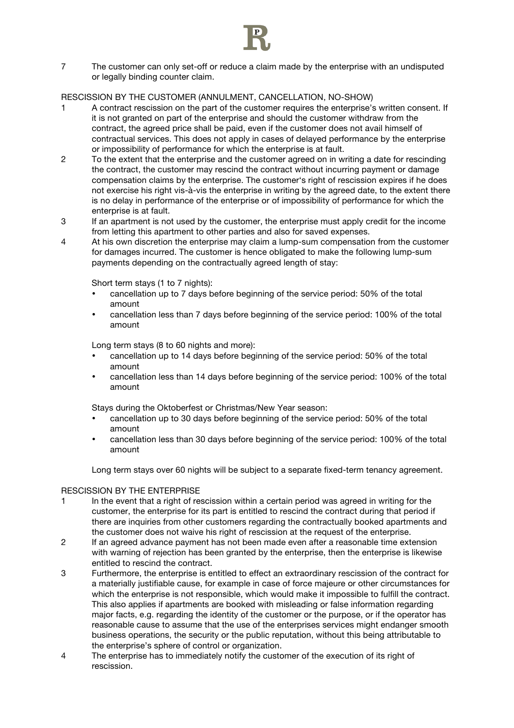7 The customer can only set-off or reduce a claim made by the enterprise with an undisputed or legally binding counter claim.

## RESCISSION BY THE CUSTOMER (ANNULMENT, CANCELLATION, NO-SHOW)

1 A contract rescission on the part of the customer requires the enterprise's written consent. If it is not granted on part of the enterprise and should the customer withdraw from the contract, the agreed price shall be paid, even if the customer does not avail himself of contractual services. This does not apply in cases of delayed performance by the enterprise or impossibility of performance for which the enterprise is at fault.

2 To the extent that the enterprise and the customer agreed on in writing a date for rescinding the contract, the customer may rescind the contract without incurring payment or damage compensation claims by the enterprise. The customer's right of rescission expires if he does not exercise his right vis-à-vis the enterprise in writing by the agreed date, to the extent there is no delay in performance of the enterprise or of impossibility of performance for which the enterprise is at fault.

3 If an apartment is not used by the customer, the enterprise must apply credit for the income from letting this apartment to other parties and also for saved expenses.

4 At his own discretion the enterprise may claim a lump-sum compensation from the customer for damages incurred. The customer is hence obligated to make the following lump-sum payments depending on the contractually agreed length of stay:

Short term stays (1 to 7 nights):

- cancellation up to 7 days before beginning of the service period: 50% of the total amount
- cancellation less than 7 days before beginning of the service period: 100% of the total amount

Long term stays (8 to 60 nights and more):

- cancellation up to 14 days before beginning of the service period: 50% of the total amount
- cancellation less than 14 days before beginning of the service period: 100% of the total amount

Stays during the Oktoberfest or Christmas/New Year season:

- cancellation up to 30 days before beginning of the service period: 50% of the total amount
- cancellation less than 30 days before beginning of the service period: 100% of the total amount

Long term stays over 60 nights will be subject to a separate fixed-term tenancy agreement.

## RESCISSION BY THE ENTERPRISE

1 In the event that a right of rescission within a certain period was agreed in writing for the customer, the enterprise for its part is entitled to rescind the contract during that period if there are inquiries from other customers regarding the contractually booked apartments and the customer does not waive his right of rescission at the request of the enterprise.

2 If an agreed advance payment has not been made even after a reasonable time extension with warning of rejection has been granted by the enterprise, then the enterprise is likewise entitled to rescind the contract.

3 Furthermore, the enterprise is entitled to effect an extraordinary rescission of the contract for a materially justifiable cause, for example in case of force majeure or other circumstances for which the enterprise is not responsible, which would make it impossible to fulfill the contract. This also applies if apartments are booked with misleading or false information regarding major facts, e.g. regarding the identity of the customer or the purpose, or if the operator has reasonable cause to assume that the use of the enterprises services might endanger smooth business operations, the security or the public reputation, without this being attributable to the enterprise's sphere of control or organization.

4 The enterprise has to immediately notify the customer of the execution of its right of rescission.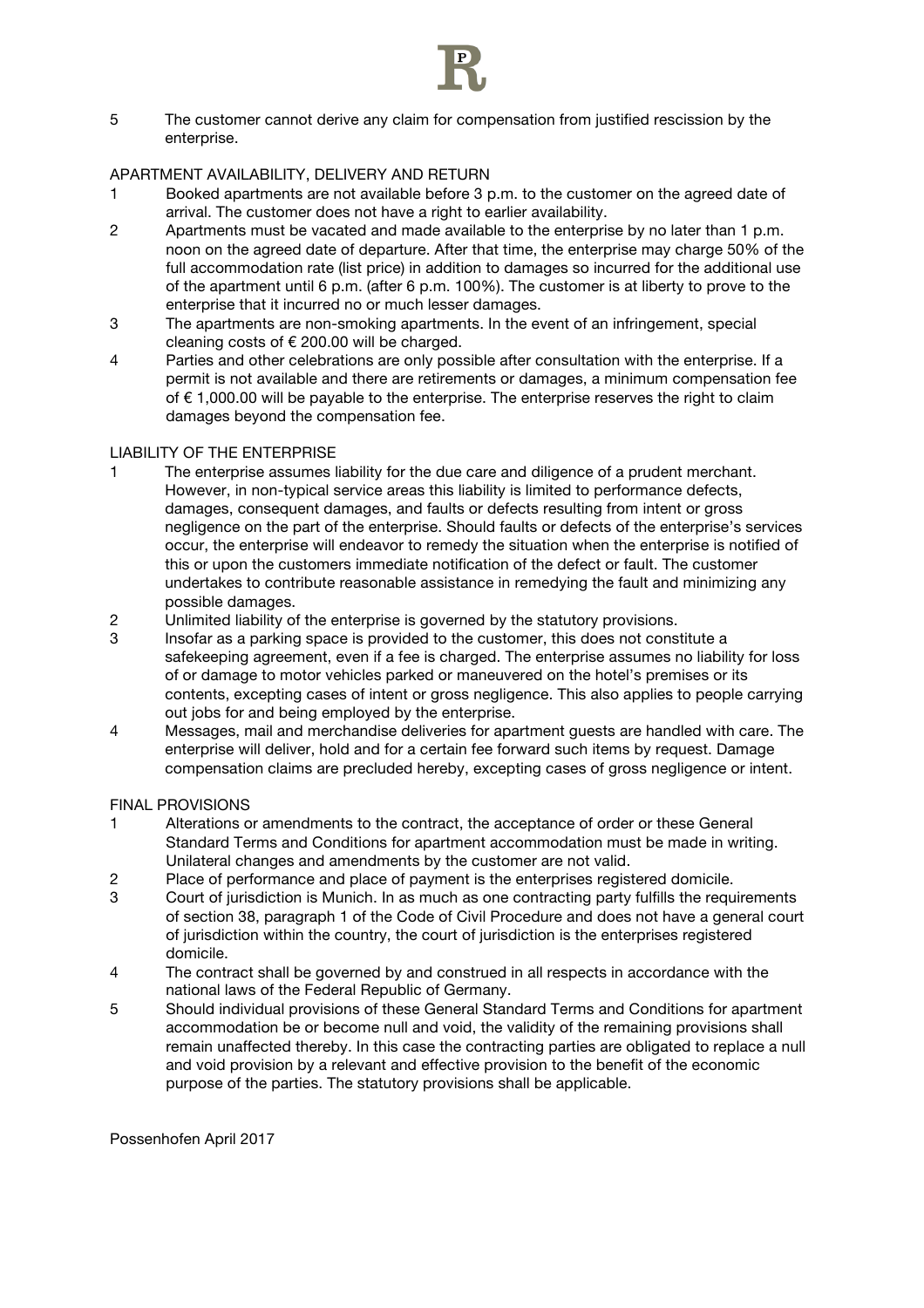5 The customer cannot derive any claim for compensation from justified rescission by the enterprise.

## APARTMENT AVAILABILITY, DELIVERY AND RETURN

1 Booked apartments are not available before 3 p.m. to the customer on the agreed date of arrival. The customer does not have a right to earlier availability.

2 Apartments must be vacated and made available to the enterprise by no later than 1 p.m. noon on the agreed date of departure. After that time, the enterprise may charge 50% of the full accommodation rate (list price) in addition to damages so incurred for the additional use of the apartment until 6 p.m. (after 6 p.m. 100%). The customer is at liberty to prove to the enterprise that it incurred no or much lesser damages.

3 The apartments are non-smoking apartments. In the event of an infringement, special cleaning costs of € 200.00 will be charged.

4 Parties and other celebrations are only possible after consultation with the enterprise. If a permit is not available and there are retirements or damages, a minimum compensation fee of € 1,000.00 will be payable to the enterprise. The enterprise reserves the right to claim damages beyond the compensation fee.

## LIABILITY OF THE ENTERPRISE

1 The enterprise assumes liability for the due care and diligence of a prudent merchant. However, in non-typical service areas this liability is limited to performance defects, damages, consequent damages, and faults or defects resulting from intent or gross negligence on the part of the enterprise. Should faults or defects of the enterprise's services occur, the enterprise will endeavor to remedy the situation when the enterprise is notified of this or upon the customers immediate notification of the defect or fault. The customer undertakes to contribute reasonable assistance in remedying the fault and minimizing any possible damages.

2 Unlimited liability of the enterprise is governed by the statutory provisions.

3 Insofar as a parking space is provided to the customer, this does not constitute a safekeeping agreement, even if a fee is charged. The enterprise assumes no liability for loss of or damage to motor vehicles parked or maneuvered on the hotel's premises or its contents, excepting cases of intent or gross negligence. This also applies to people carrying out jobs for and being employed by the enterprise.

4 Messages, mail and merchandise deliveries for apartment guests are handled with care. The enterprise will deliver, hold and for a certain fee forward such items by request. Damage compensation claims are precluded hereby, excepting cases of gross negligence or intent.

## FINAL PROVISIONS

1 Alterations or amendments to the contract, the acceptance of order or these General Standard Terms and Conditions for apartment accommodation must be made in writing. Unilateral changes and amendments by the customer are not valid.

2 Place of performance and place of payment is the enterprises registered domicile.

3 Court of jurisdiction is Munich. In as much as one contracting party fulfills the requirements of section 38, paragraph 1 of the Code of Civil Procedure and does not have a general court of jurisdiction within the country, the court of jurisdiction is the enterprises registered domicile.

4 The contract shall be governed by and construed in all respects in accordance with the national laws of the Federal Republic of Germany.

5 Should individual provisions of these General Standard Terms and Conditions for apartment accommodation be or become null and void, the validity of the remaining provisions shall remain unaffected thereby. In this case the contracting parties are obligated to replace a null and void provision by a relevant and effective provision to the benefit of the economic purpose of the parties. The statutory provisions shall be applicable.

Possenhofen April 2017